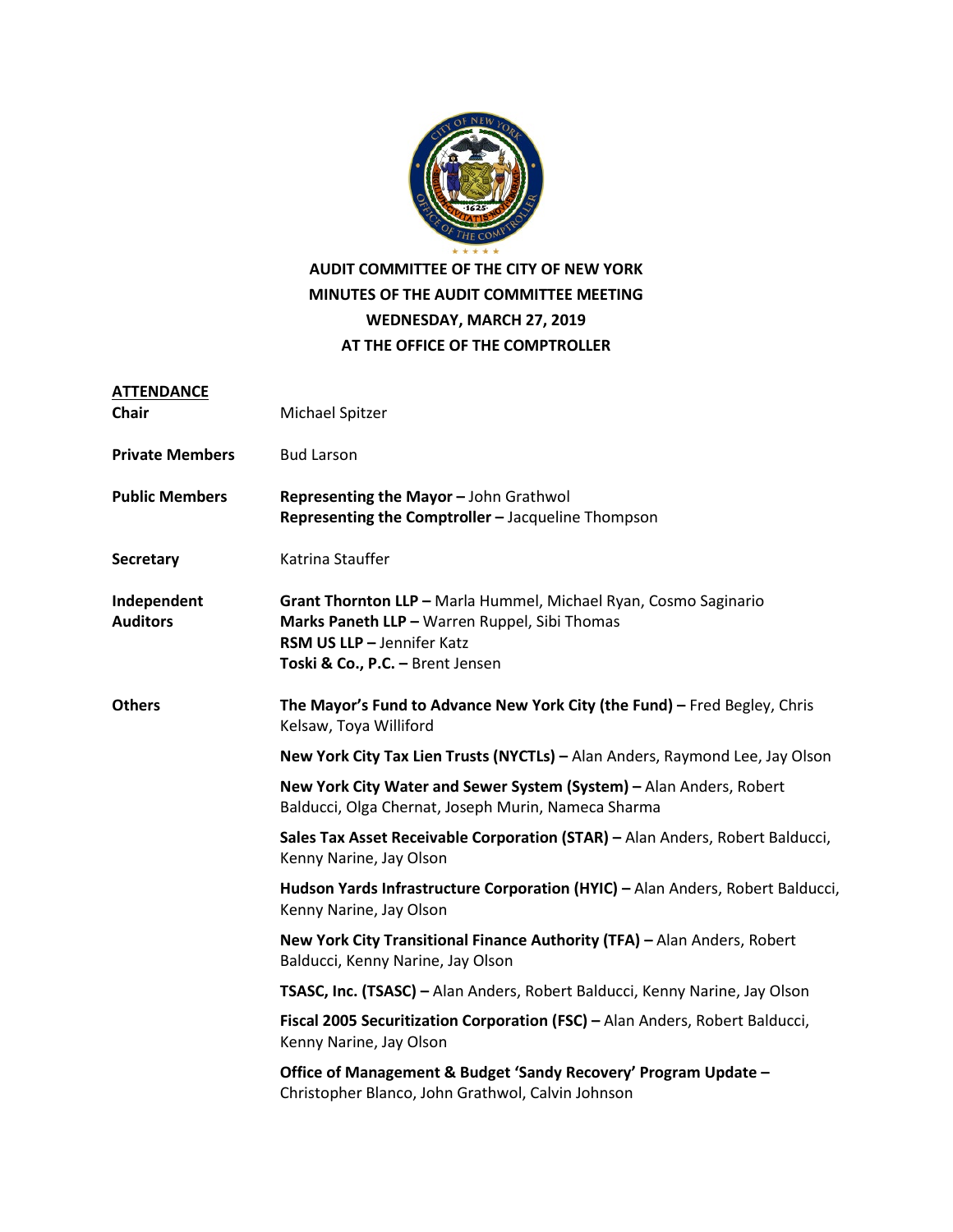# AUDIT COMMITTEE OF THE CITY OF NEW YORK
## MINUTES OF THE AUDIT COMMITTEE MEETING
## WEDNESDAY, MARCH 27, 2019
## AT THE OFFICE OF THE COMPTROLLER

**ATTENDANCE**

**Chair** Michael Spitzer

**Private Members** Bud Larson

**Public Members**
**Representing the Mayor –** John Grathwol
**Representing the Comptroller –** Jacqueline Thompson

**Secretary** Katrina Stauffer

**Independent Auditors**
**Grant Thornton LLP –** Marla Hummel, Michael Ryan, Cosmo Saginario
**Marks Paneth LLP –** Warren Ruppel, Sibi Thomas
**RSM US LLP –** Jennifer Katz
**Toski & Co., P.C. –** Brent Jensen

**Others**

**The Mayor's Fund to Advance New York City (the Fund) –** Fred Begley, Chris Kelsaw, Toya Williford

**New York City Tax Lien Trusts (NYCTLs) –** Alan Anders, Raymond Lee, Jay Olson

**New York City Water and Sewer System (System) –** Alan Anders, Robert Balducci, Olga Chernat, Joseph Murin, Nameca Sharma

**Sales Tax Asset Receivable Corporation (STAR) –** Alan Anders, Robert Balducci, Kenny Narine, Jay Olson

**Hudson Yards Infrastructure Corporation (HYIC) –** Alan Anders, Robert Balducci, Kenny Narine, Jay Olson

**New York City Transitional Finance Authority (TFA) –** Alan Anders, Robert Balducci, Kenny Narine, Jay Olson

**TSASC, Inc. (TSASC) –** Alan Anders, Robert Balducci, Kenny Narine, Jay Olson

**Fiscal 2005 Securitization Corporation (FSC) –** Alan Anders, Robert Balducci, Kenny Narine, Jay Olson

**Office of Management & Budget 'Sandy Recovery' Program Update –** Christopher Blanco, John Grathwol, Calvin Johnson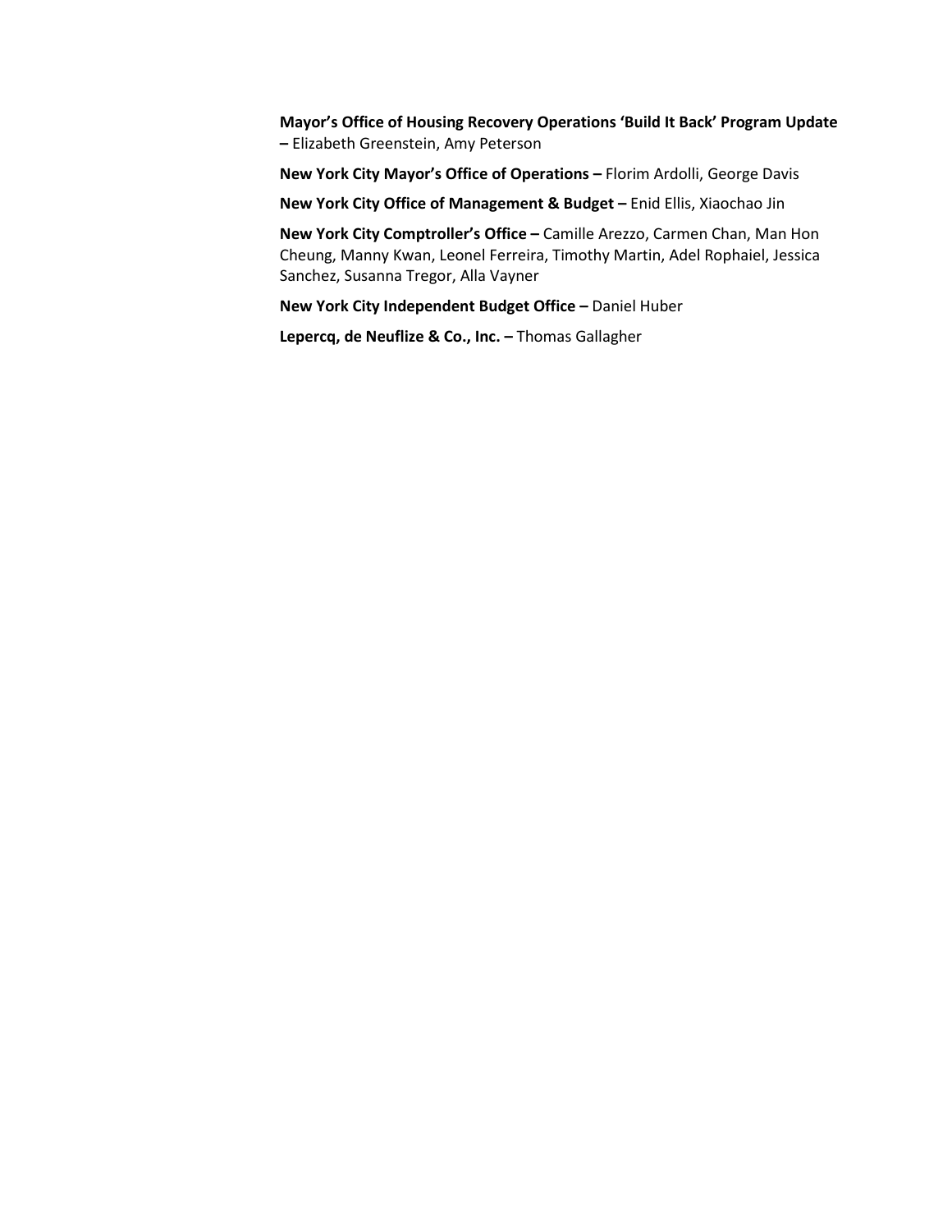**Mayor's Office of Housing Recovery Operations 'Build It Back' Program Update –** Elizabeth Greenstein, Amy Peterson

**New York City Mayor's Office of Operations –** Florim Ardolli, George Davis

**New York City Office of Management & Budget –** Enid Ellis, Xiaochao Jin

**New York City Comptroller's Office –** Camille Arezzo, Carmen Chan, Man Hon Cheung, Manny Kwan, Leonel Ferreira, Timothy Martin, Adel Rophaiel, Jessica Sanchez, Susanna Tregor, Alla Vayner

**New York City Independent Budget Office –** Daniel Huber

**Lepercq, de Neuflize & Co., Inc. –** Thomas Gallagher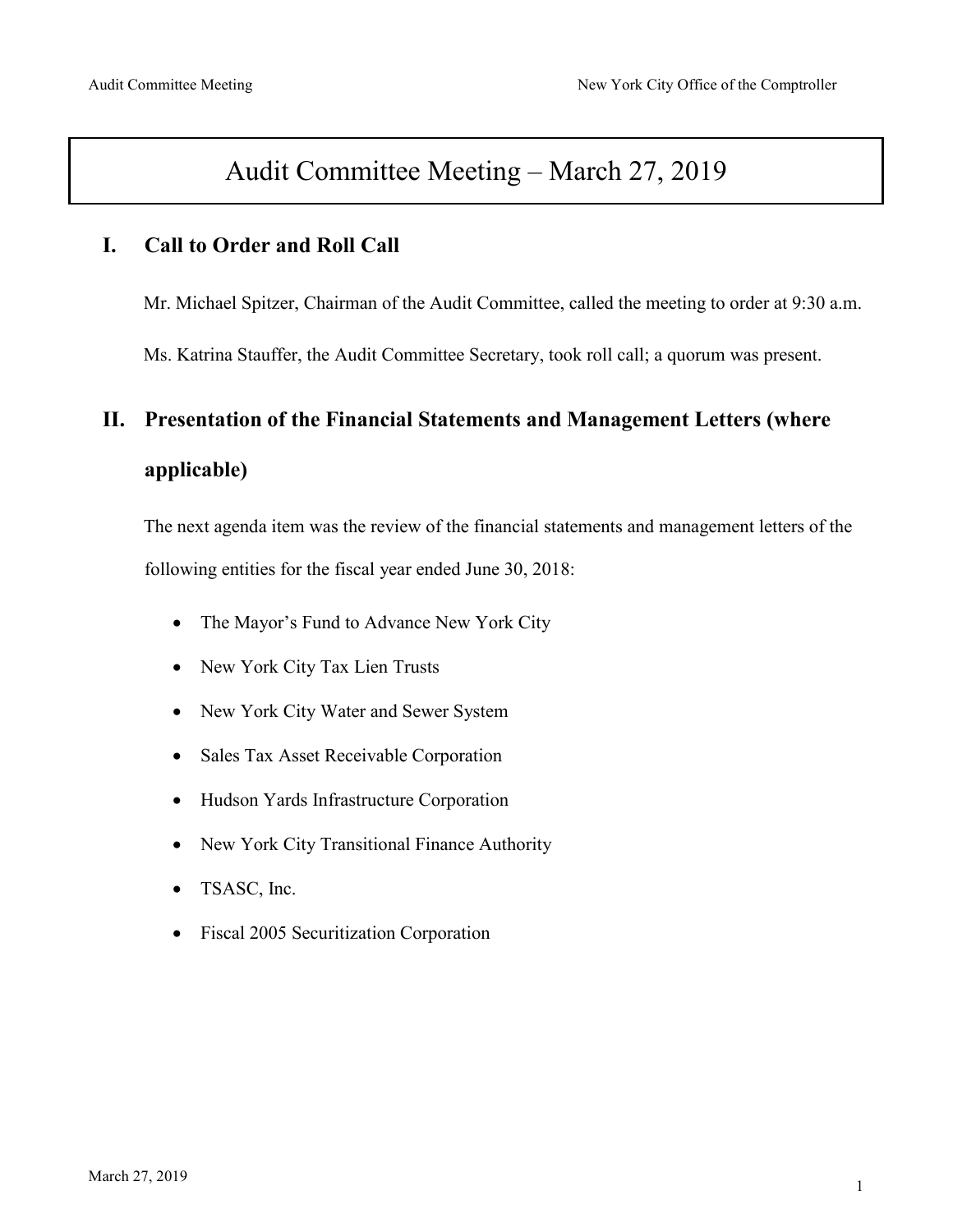# Audit Committee Meeting – March 27, 2019

## I. Call to Order and Roll Call

Mr. Michael Spitzer, Chairman of the Audit Committee, called the meeting to order at 9:30 a.m.

Ms. Katrina Stauffer, the Audit Committee Secretary, took roll call; a quorum was present.

## II. Presentation of the Financial Statements and Management Letters (where applicable)

The next agenda item was the review of the financial statements and management letters of the following entities for the fiscal year ended June 30, 2018:

- The Mayor's Fund to Advance New York City
- New York City Tax Lien Trusts
- New York City Water and Sewer System
- Sales Tax Asset Receivable Corporation
- Hudson Yards Infrastructure Corporation
- New York City Transitional Finance Authority
- TSASC, Inc.
- Fiscal 2005 Securitization Corporation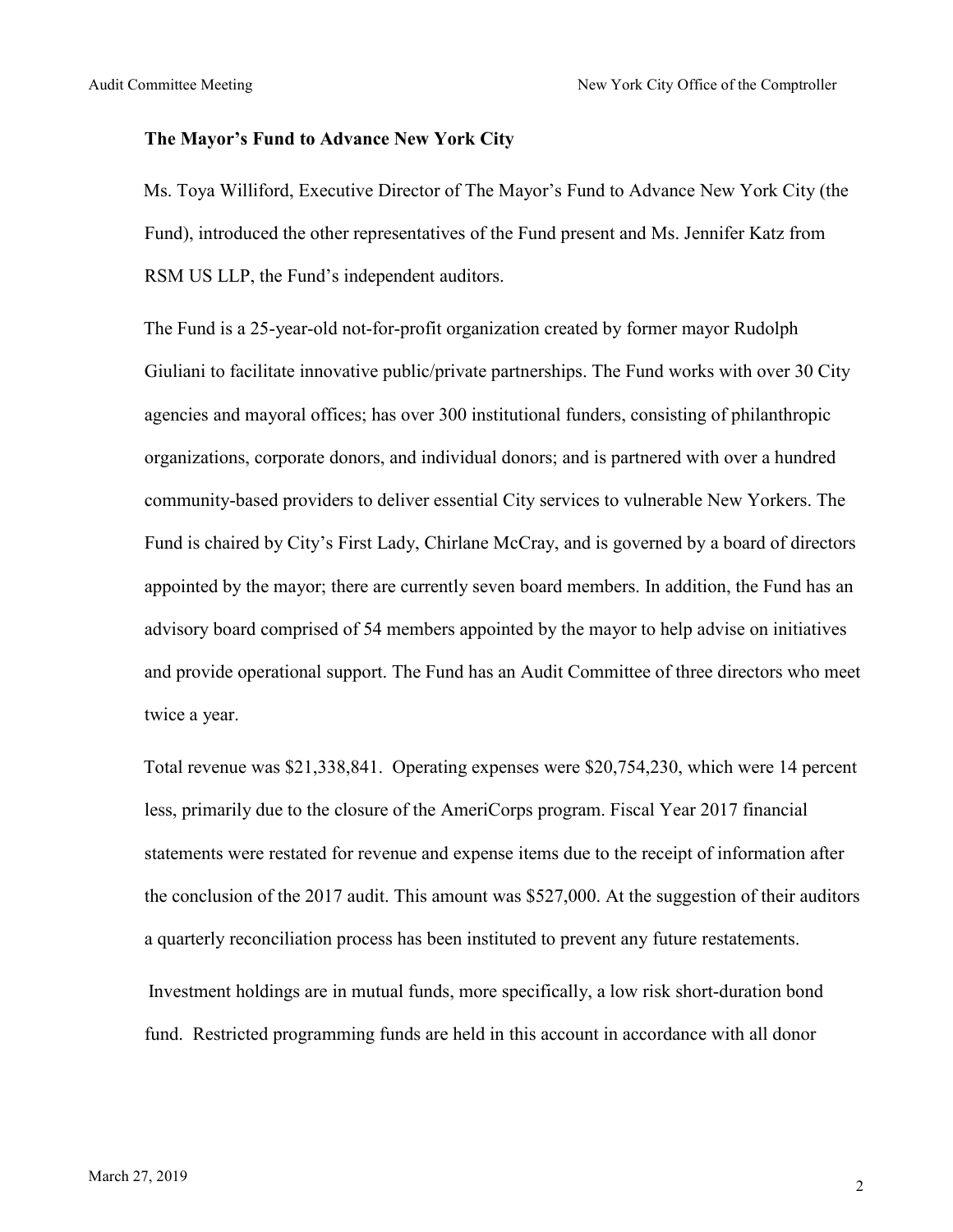**The Mayor's Fund to Advance New York City**

Ms. Toya Williford, Executive Director of The Mayor's Fund to Advance New York City (the Fund), introduced the other representatives of the Fund present and Ms. Jennifer Katz from RSM US LLP, the Fund's independent auditors.

The Fund is a 25-year-old not-for-profit organization created by former mayor Rudolph Giuliani to facilitate innovative public/private partnerships. The Fund works with over 30 City agencies and mayoral offices; has over 300 institutional funders, consisting of philanthropic organizations, corporate donors, and individual donors; and is partnered with over a hundred community-based providers to deliver essential City services to vulnerable New Yorkers. The Fund is chaired by City's First Lady, Chirlane McCray, and is governed by a board of directors appointed by the mayor; there are currently seven board members. In addition, the Fund has an advisory board comprised of 54 members appointed by the mayor to help advise on initiatives and provide operational support. The Fund has an Audit Committee of three directors who meet twice a year.

Total revenue was $21,338,841. Operating expenses were $20,754,230, which were 14 percent less, primarily due to the closure of the AmeriCorps program. Fiscal Year 2017 financial statements were restated for revenue and expense items due to the receipt of information after the conclusion of the 2017 audit. This amount was $527,000. At the suggestion of their auditors a quarterly reconciliation process has been instituted to prevent any future restatements.

Investment holdings are in mutual funds, more specifically, a low risk short-duration bond fund. Restricted programming funds are held in this account in accordance with all donor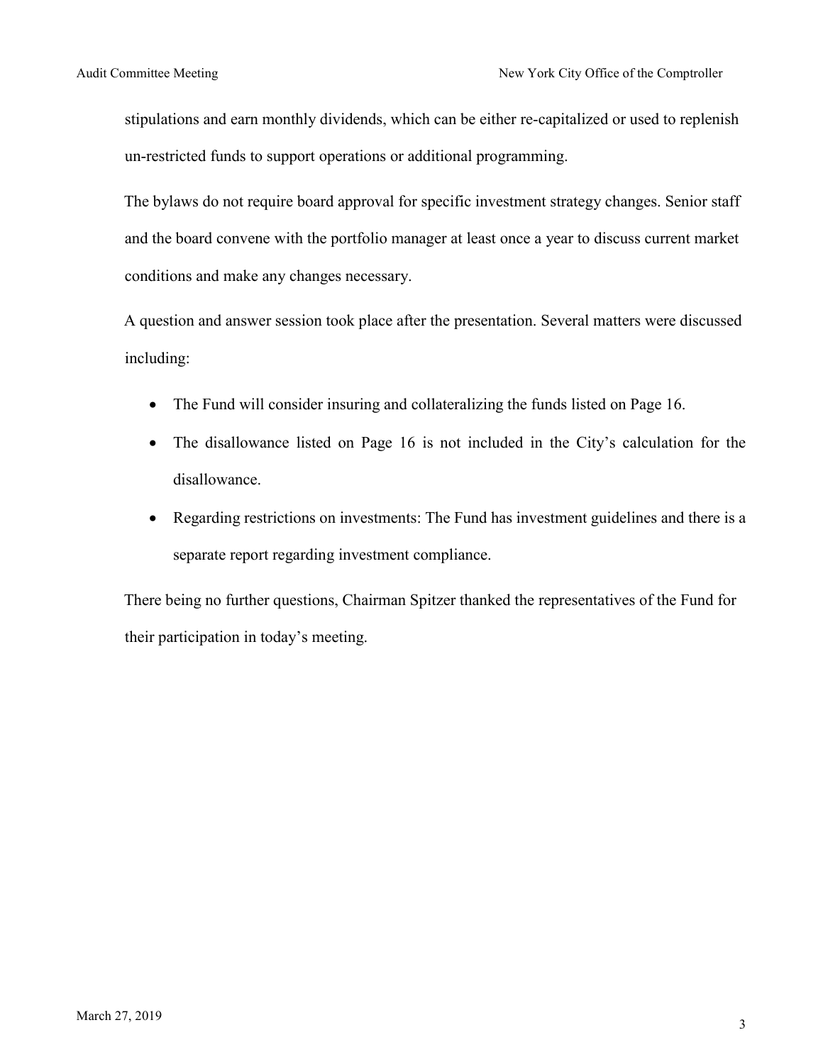stipulations and earn monthly dividends, which can be either re-capitalized or used to replenish un-restricted funds to support operations or additional programming.

The bylaws do not require board approval for specific investment strategy changes. Senior staff and the board convene with the portfolio manager at least once a year to discuss current market conditions and make any changes necessary.

A question and answer session took place after the presentation. Several matters were discussed including:

- The Fund will consider insuring and collateralizing the funds listed on Page 16.
- The disallowance listed on Page 16 is not included in the City's calculation for the disallowance.
- Regarding restrictions on investments: The Fund has investment guidelines and there is a separate report regarding investment compliance.

There being no further questions, Chairman Spitzer thanked the representatives of the Fund for their participation in today's meeting.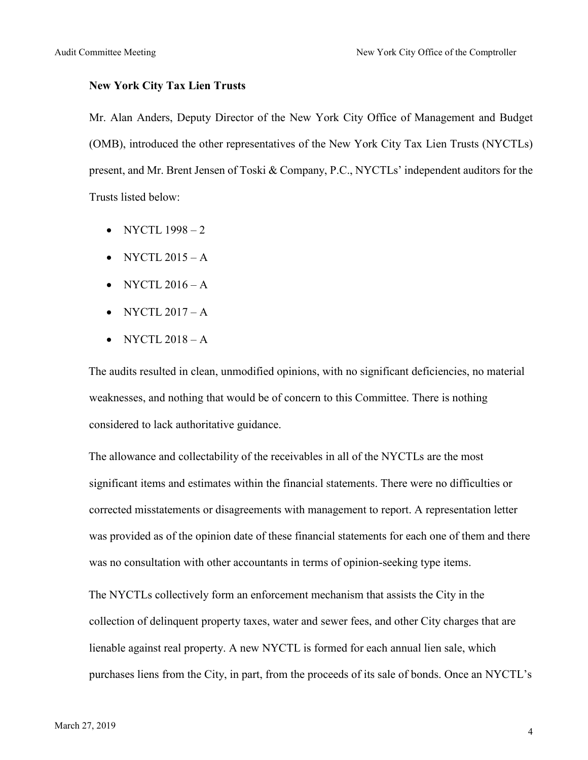**New York City Tax Lien Trusts**

Mr. Alan Anders, Deputy Director of the New York City Office of Management and Budget (OMB), introduced the other representatives of the New York City Tax Lien Trusts (NYCTLs) present, and Mr. Brent Jensen of Toski & Company, P.C., NYCTLs' independent auditors for the Trusts listed below:

- NYCTL 1998 – 2
- NYCTL 2015 – A
- NYCTL 2016 – A
- NYCTL 2017 – A
- NYCTL 2018 – A

The audits resulted in clean, unmodified opinions, with no significant deficiencies, no material weaknesses, and nothing that would be of concern to this Committee. There is nothing considered to lack authoritative guidance.

The allowance and collectability of the receivables in all of the NYCTLs are the most significant items and estimates within the financial statements. There were no difficulties or corrected misstatements or disagreements with management to report. A representation letter was provided as of the opinion date of these financial statements for each one of them and there was no consultation with other accountants in terms of opinion-seeking type items.

The NYCTLs collectively form an enforcement mechanism that assists the City in the collection of delinquent property taxes, water and sewer fees, and other City charges that are lienable against real property. A new NYCTL is formed for each annual lien sale, which purchases liens from the City, in part, from the proceeds of its sale of bonds. Once an NYCTL's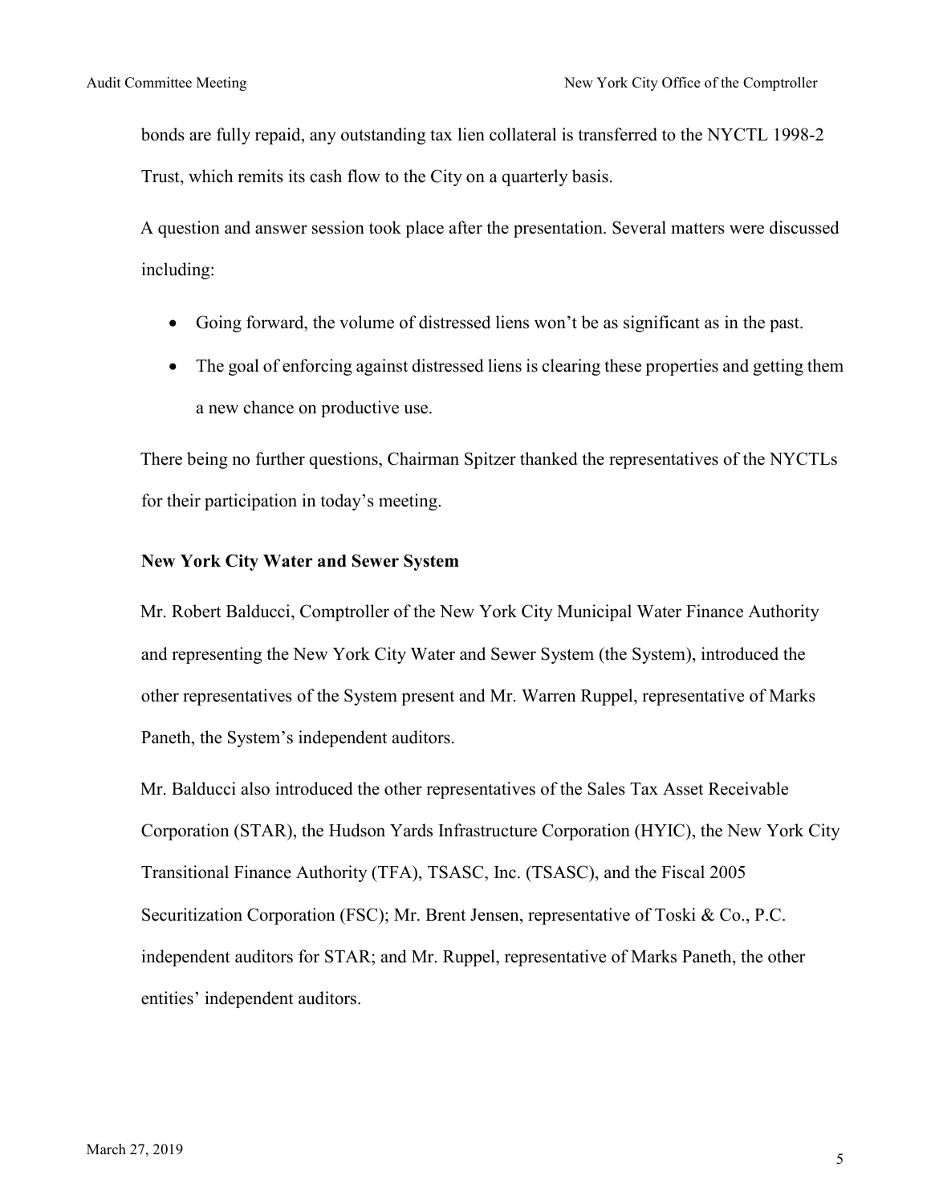bonds are fully repaid, any outstanding tax lien collateral is transferred to the NYCTL 1998-2 Trust, which remits its cash flow to the City on a quarterly basis.

A question and answer session took place after the presentation. Several matters were discussed including:

- Going forward, the volume of distressed liens won't be as significant as in the past.
- The goal of enforcing against distressed liens is clearing these properties and getting them a new chance on productive use.

There being no further questions, Chairman Spitzer thanked the representatives of the NYCTLs for their participation in today's meeting.

**New York City Water and Sewer System**

Mr. Robert Balducci, Comptroller of the New York City Municipal Water Finance Authority and representing the New York City Water and Sewer System (the System), introduced the other representatives of the System present and Mr. Warren Ruppel, representative of Marks Paneth, the System's independent auditors.

Mr. Balducci also introduced the other representatives of the Sales Tax Asset Receivable Corporation (STAR), the Hudson Yards Infrastructure Corporation (HYIC), the New York City Transitional Finance Authority (TFA), TSASC, Inc. (TSASC), and the Fiscal 2005 Securitization Corporation (FSC); Mr. Brent Jensen, representative of Toski & Co., P.C. independent auditors for STAR; and Mr. Ruppel, representative of Marks Paneth, the other entities' independent auditors.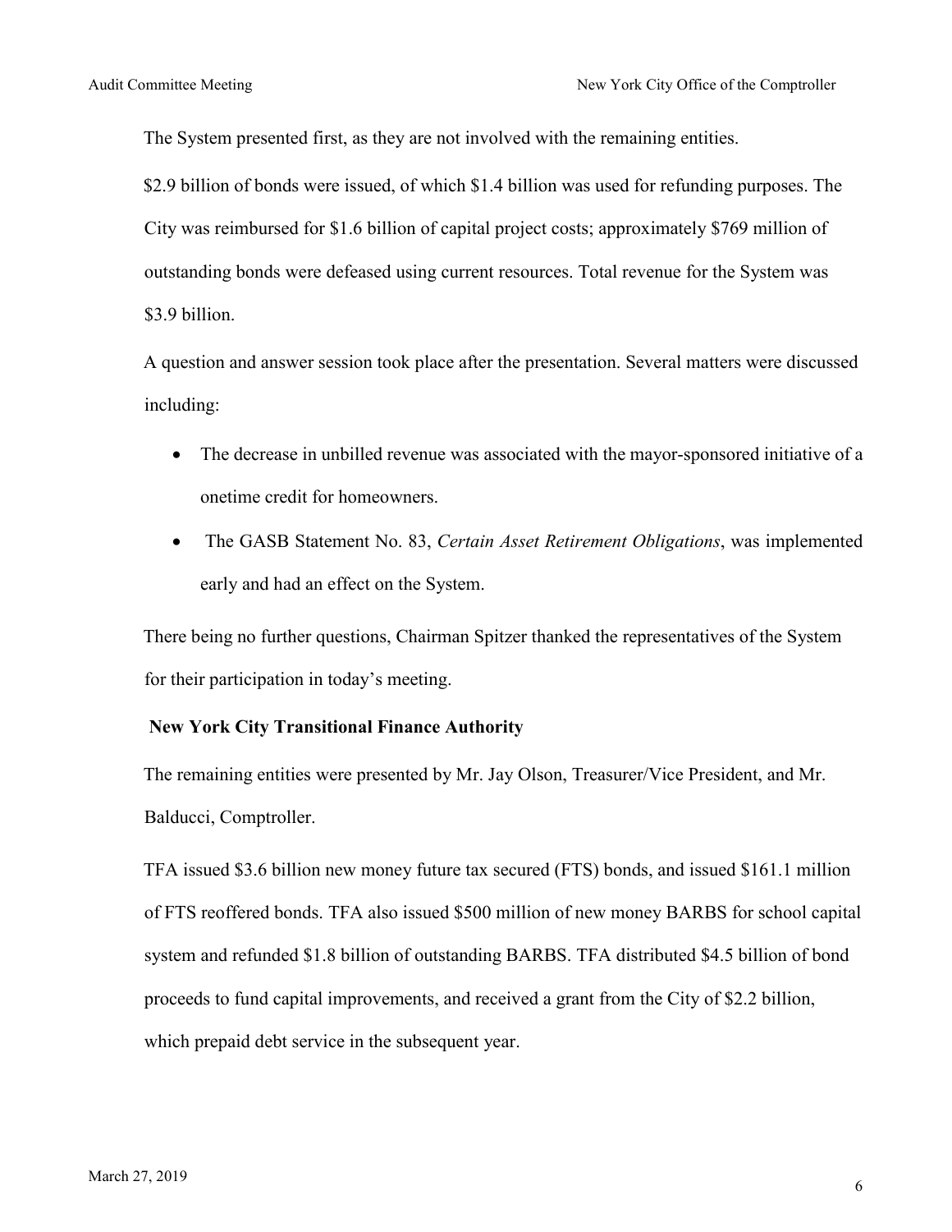The System presented first, as they are not involved with the remaining entities.

$2.9 billion of bonds were issued, of which $1.4 billion was used for refunding purposes. The City was reimbursed for $1.6 billion of capital project costs; approximately $769 million of outstanding bonds were defeased using current resources. Total revenue for the System was $3.9 billion.

A question and answer session took place after the presentation. Several matters were discussed including:

- The decrease in unbilled revenue was associated with the mayor-sponsored initiative of a onetime credit for homeowners.
- The GASB Statement No. 83, *Certain Asset Retirement Obligations*, was implemented early and had an effect on the System.

There being no further questions, Chairman Spitzer thanked the representatives of the System for their participation in today's meeting.

**New York City Transitional Finance Authority**

The remaining entities were presented by Mr. Jay Olson, Treasurer/Vice President, and Mr. Balducci, Comptroller.

TFA issued $3.6 billion new money future tax secured (FTS) bonds, and issued $161.1 million of FTS reoffered bonds. TFA also issued $500 million of new money BARBS for school capital system and refunded $1.8 billion of outstanding BARBS. TFA distributed $4.5 billion of bond proceeds to fund capital improvements, and received a grant from the City of $2.2 billion, which prepaid debt service in the subsequent year.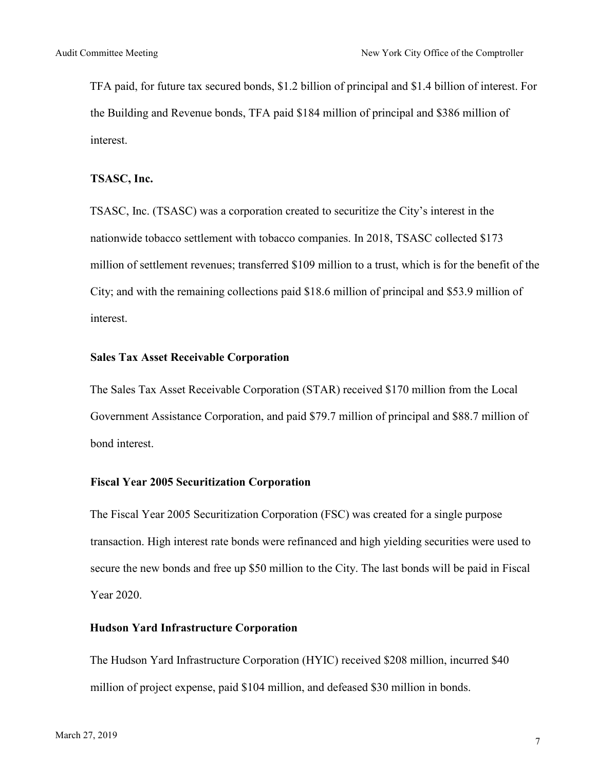TFA paid, for future tax secured bonds, $1.2 billion of principal and $1.4 billion of interest. For the Building and Revenue bonds, TFA paid $184 million of principal and $386 million of interest.

**TSASC, Inc.**

TSASC, Inc. (TSASC) was a corporation created to securitize the City's interest in the nationwide tobacco settlement with tobacco companies. In 2018, TSASC collected $173 million of settlement revenues; transferred $109 million to a trust, which is for the benefit of the City; and with the remaining collections paid $18.6 million of principal and $53.9 million of interest.

**Sales Tax Asset Receivable Corporation**

The Sales Tax Asset Receivable Corporation (STAR) received $170 million from the Local Government Assistance Corporation, and paid $79.7 million of principal and $88.7 million of bond interest.

**Fiscal Year 2005 Securitization Corporation**

The Fiscal Year 2005 Securitization Corporation (FSC) was created for a single purpose transaction. High interest rate bonds were refinanced and high yielding securities were used to secure the new bonds and free up $50 million to the City. The last bonds will be paid in Fiscal Year 2020.

**Hudson Yard Infrastructure Corporation**

The Hudson Yard Infrastructure Corporation (HYIC) received $208 million, incurred $40 million of project expense, paid $104 million, and defeased $30 million in bonds.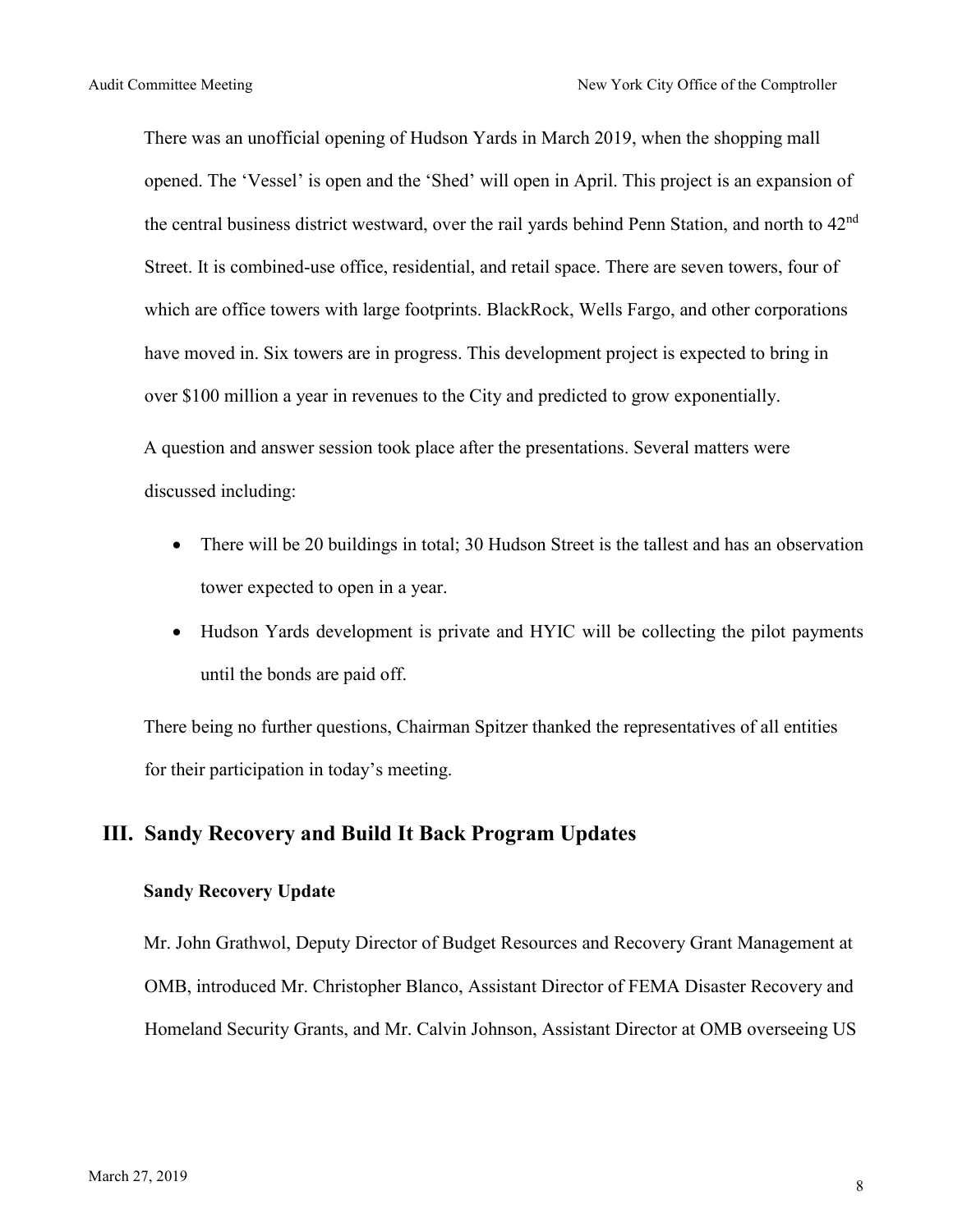There was an unofficial opening of Hudson Yards in March 2019, when the shopping mall opened. The 'Vessel' is open and the 'Shed' will open in April. This project is an expansion of the central business district westward, over the rail yards behind Penn Station, and north to 42nd Street. It is combined-use office, residential, and retail space. There are seven towers, four of which are office towers with large footprints. BlackRock, Wells Fargo, and other corporations have moved in. Six towers are in progress. This development project is expected to bring in over $100 million a year in revenues to the City and predicted to grow exponentially.

A question and answer session took place after the presentations. Several matters were discussed including:

- There will be 20 buildings in total; 30 Hudson Street is the tallest and has an observation tower expected to open in a year.
- Hudson Yards development is private and HYIC will be collecting the pilot payments until the bonds are paid off.

There being no further questions, Chairman Spitzer thanked the representatives of all entities for their participation in today's meeting.

## III. Sandy Recovery and Build It Back Program Updates

### Sandy Recovery Update

Mr. John Grathwol, Deputy Director of Budget Resources and Recovery Grant Management at OMB, introduced Mr. Christopher Blanco, Assistant Director of FEMA Disaster Recovery and Homeland Security Grants, and Mr. Calvin Johnson, Assistant Director at OMB overseeing US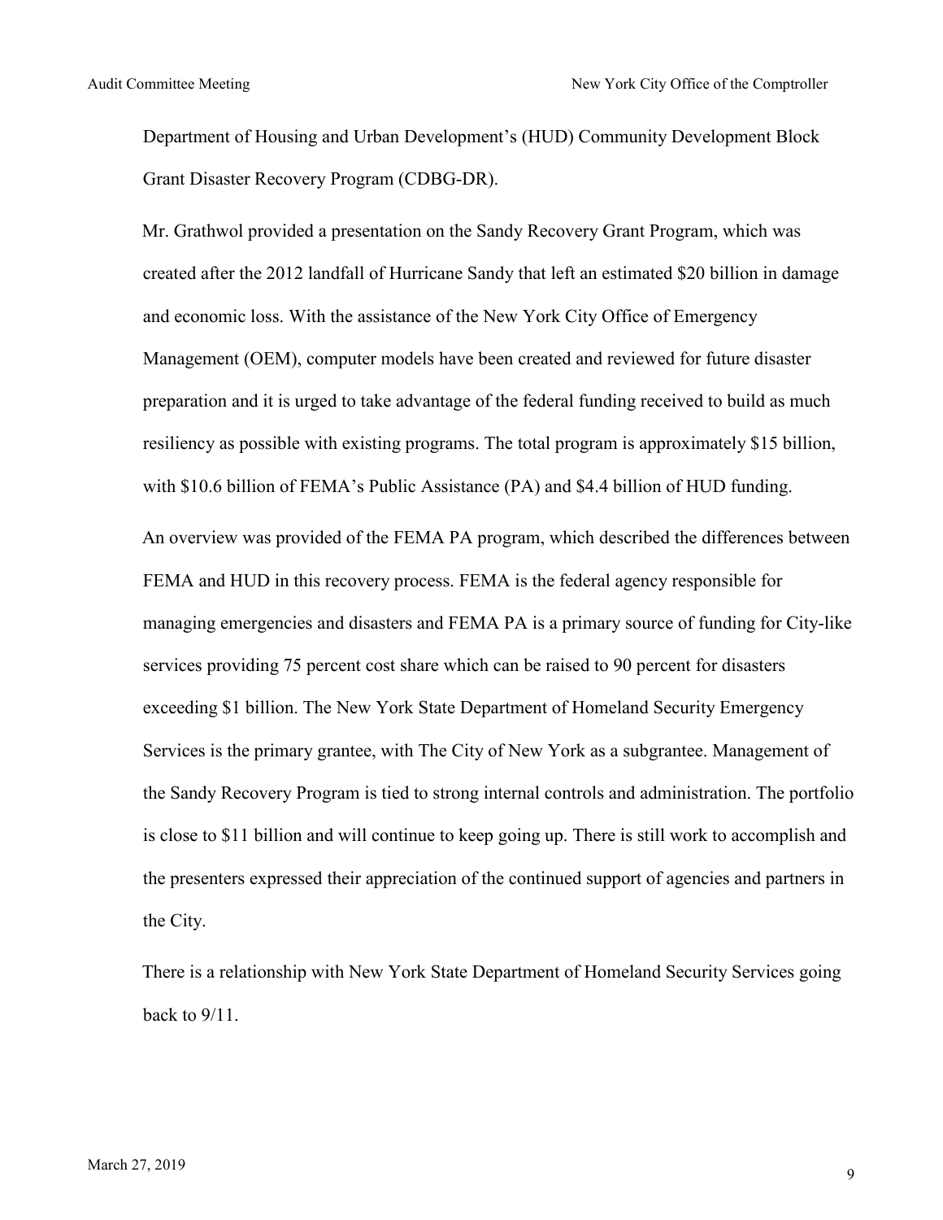Department of Housing and Urban Development's (HUD) Community Development Block Grant Disaster Recovery Program (CDBG-DR).

Mr. Grathwol provided a presentation on the Sandy Recovery Grant Program, which was created after the 2012 landfall of Hurricane Sandy that left an estimated $20 billion in damage and economic loss. With the assistance of the New York City Office of Emergency Management (OEM), computer models have been created and reviewed for future disaster preparation and it is urged to take advantage of the federal funding received to build as much resiliency as possible with existing programs. The total program is approximately $15 billion, with $10.6 billion of FEMA's Public Assistance (PA) and $4.4 billion of HUD funding.

An overview was provided of the FEMA PA program, which described the differences between FEMA and HUD in this recovery process. FEMA is the federal agency responsible for managing emergencies and disasters and FEMA PA is a primary source of funding for City-like services providing 75 percent cost share which can be raised to 90 percent for disasters exceeding $1 billion. The New York State Department of Homeland Security Emergency Services is the primary grantee, with The City of New York as a subgrantee. Management of the Sandy Recovery Program is tied to strong internal controls and administration. The portfolio is close to $11 billion and will continue to keep going up. There is still work to accomplish and the presenters expressed their appreciation of the continued support of agencies and partners in the City.

There is a relationship with New York State Department of Homeland Security Services going back to 9/11.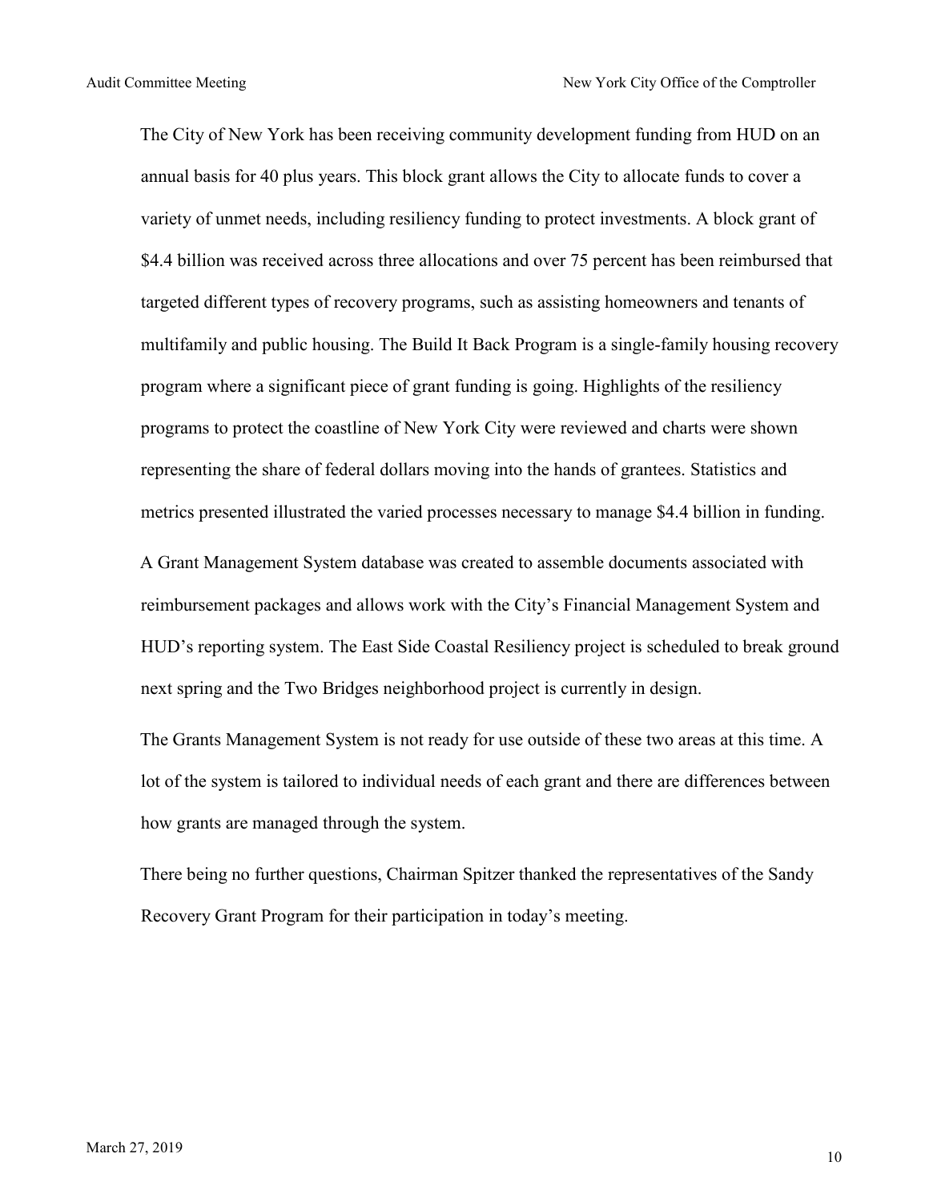The City of New York has been receiving community development funding from HUD on an annual basis for 40 plus years. This block grant allows the City to allocate funds to cover a variety of unmet needs, including resiliency funding to protect investments. A block grant of $4.4 billion was received across three allocations and over 75 percent has been reimbursed that targeted different types of recovery programs, such as assisting homeowners and tenants of multifamily and public housing. The Build It Back Program is a single-family housing recovery program where a significant piece of grant funding is going. Highlights of the resiliency programs to protect the coastline of New York City were reviewed and charts were shown representing the share of federal dollars moving into the hands of grantees. Statistics and metrics presented illustrated the varied processes necessary to manage $4.4 billion in funding.

A Grant Management System database was created to assemble documents associated with reimbursement packages and allows work with the City's Financial Management System and HUD's reporting system. The East Side Coastal Resiliency project is scheduled to break ground next spring and the Two Bridges neighborhood project is currently in design.

The Grants Management System is not ready for use outside of these two areas at this time. A lot of the system is tailored to individual needs of each grant and there are differences between how grants are managed through the system.

There being no further questions, Chairman Spitzer thanked the representatives of the Sandy Recovery Grant Program for their participation in today's meeting.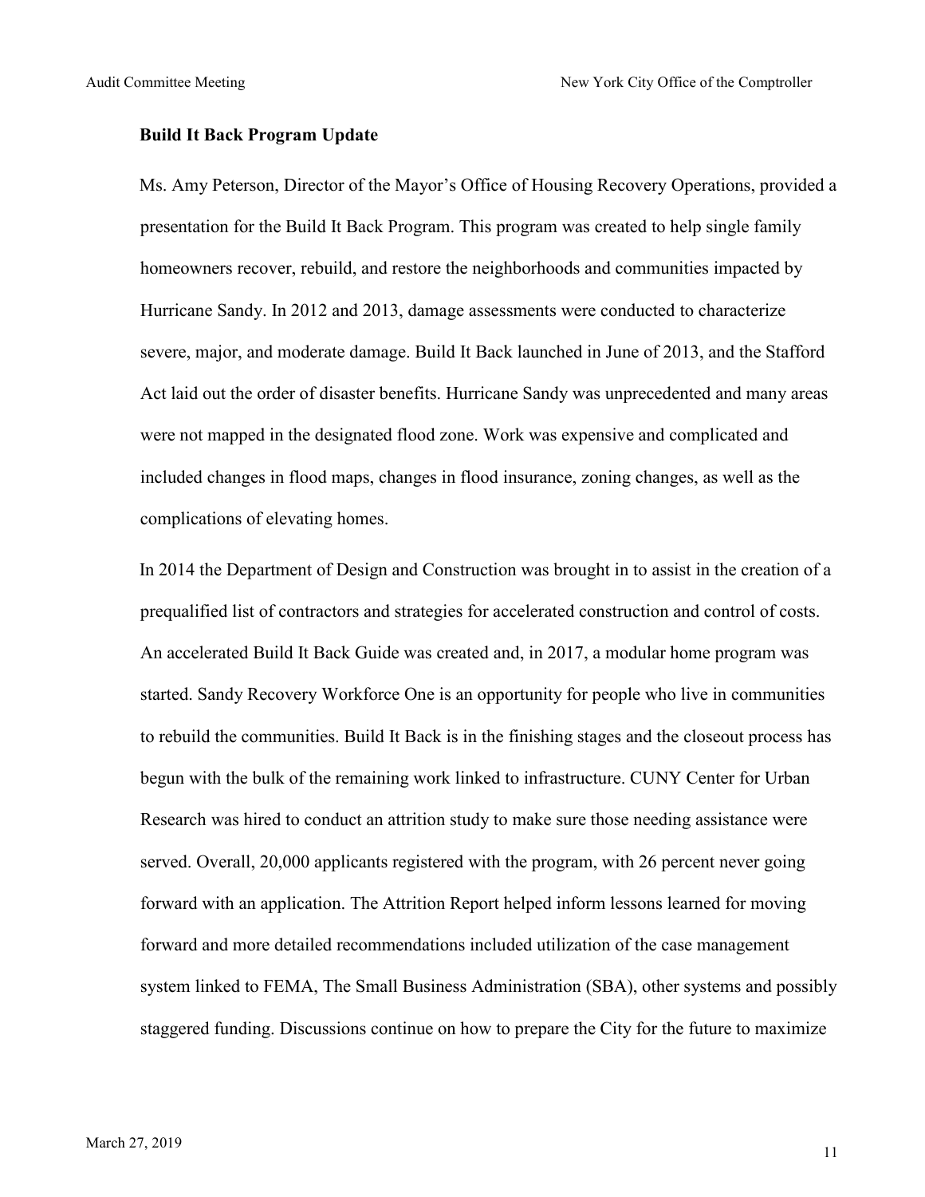**Build It Back Program Update**

Ms. Amy Peterson, Director of the Mayor's Office of Housing Recovery Operations, provided a presentation for the Build It Back Program. This program was created to help single family homeowners recover, rebuild, and restore the neighborhoods and communities impacted by Hurricane Sandy. In 2012 and 2013, damage assessments were conducted to characterize severe, major, and moderate damage. Build It Back launched in June of 2013, and the Stafford Act laid out the order of disaster benefits. Hurricane Sandy was unprecedented and many areas were not mapped in the designated flood zone. Work was expensive and complicated and included changes in flood maps, changes in flood insurance, zoning changes, as well as the complications of elevating homes.

In 2014 the Department of Design and Construction was brought in to assist in the creation of a prequalified list of contractors and strategies for accelerated construction and control of costs. An accelerated Build It Back Guide was created and, in 2017, a modular home program was started. Sandy Recovery Workforce One is an opportunity for people who live in communities to rebuild the communities. Build It Back is in the finishing stages and the closeout process has begun with the bulk of the remaining work linked to infrastructure. CUNY Center for Urban Research was hired to conduct an attrition study to make sure those needing assistance were served. Overall, 20,000 applicants registered with the program, with 26 percent never going forward with an application. The Attrition Report helped inform lessons learned for moving forward and more detailed recommendations included utilization of the case management system linked to FEMA, The Small Business Administration (SBA), other systems and possibly staggered funding. Discussions continue on how to prepare the City for the future to maximize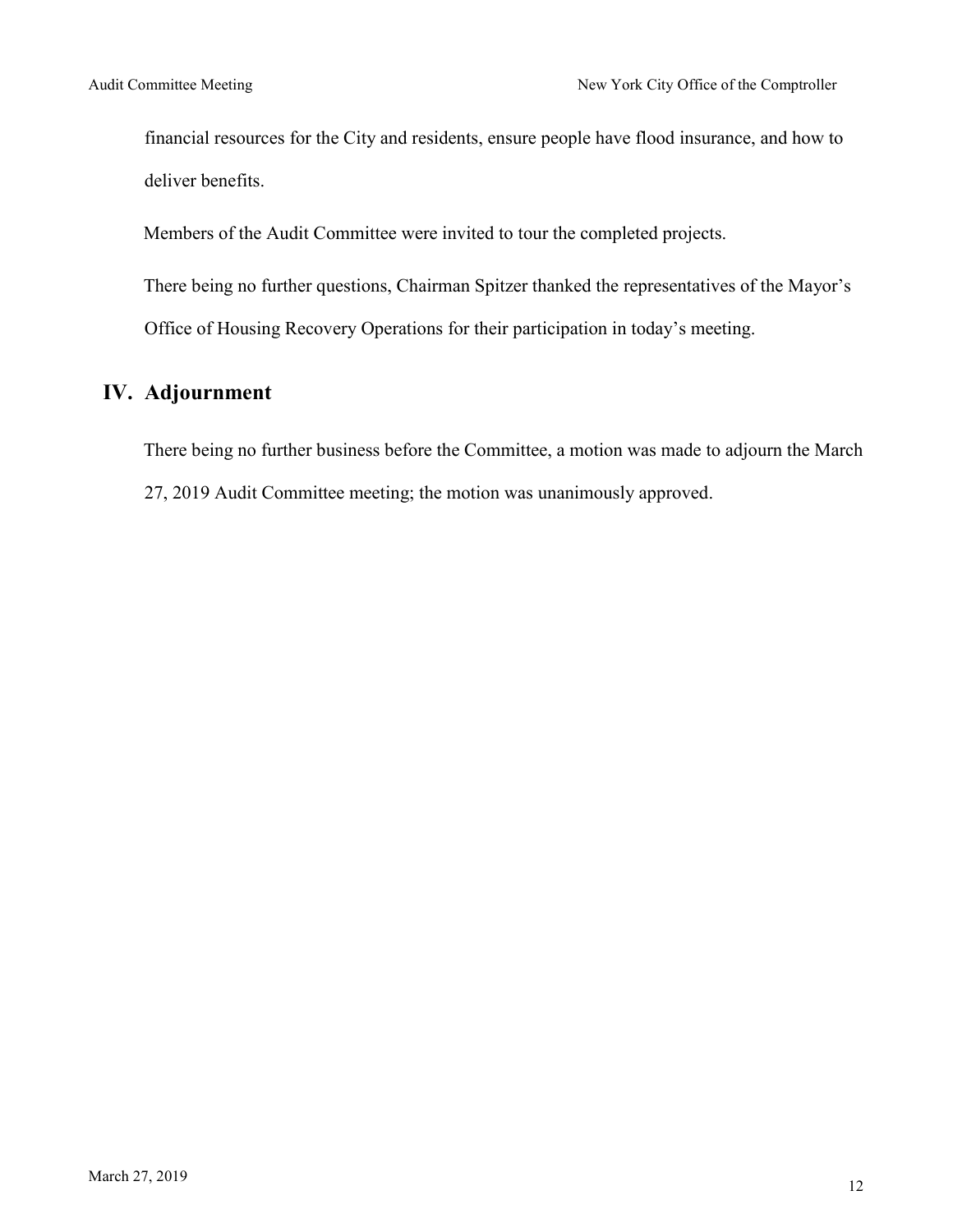financial resources for the City and residents, ensure people have flood insurance, and how to deliver benefits.

Members of the Audit Committee were invited to tour the completed projects.

There being no further questions, Chairman Spitzer thanked the representatives of the Mayor's Office of Housing Recovery Operations for their participation in today's meeting.

## IV. Adjournment

There being no further business before the Committee, a motion was made to adjourn the March 27, 2019 Audit Committee meeting; the motion was unanimously approved.